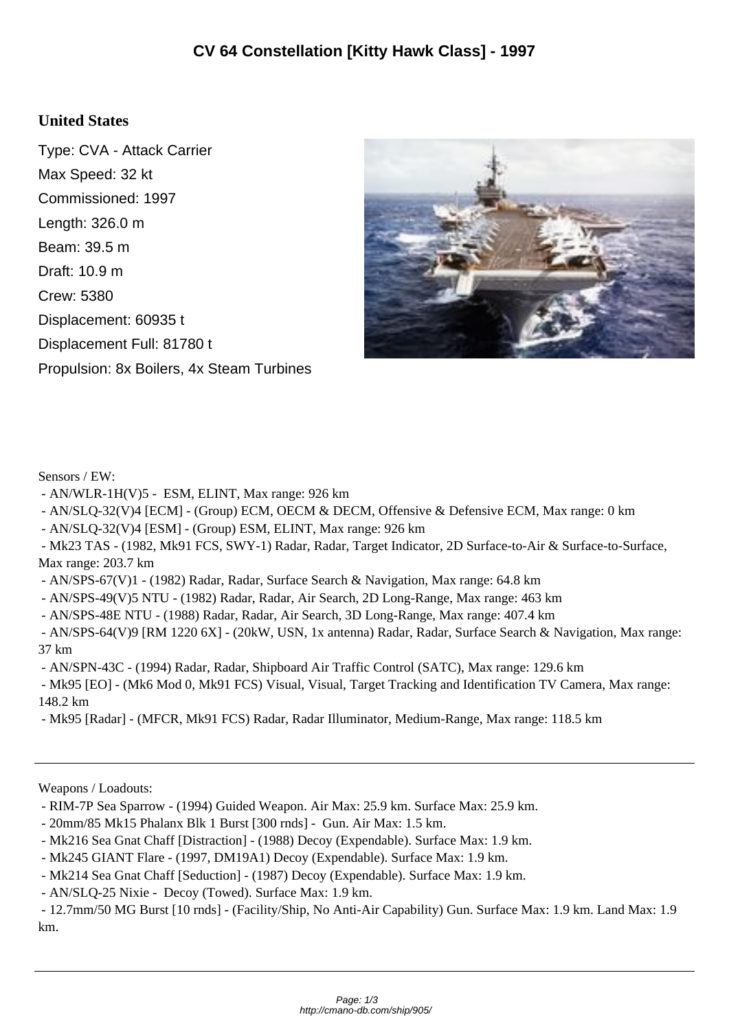# CV 64 Constellation [Kitty Hawk Class] - 1997

## United States

Type: CVA - Attack Carrier

Max Speed: 32 kt

Commissioned: 1997

Length: 326.0 m

Beam: 39.5 m

Draft: 10.9 m

Crew: 5380

Displacement: 60935 t

Displacement Full: 81780 t

Propulsion: 8x Boilers, 4x Steam Turbines

Sensors / EW:

- AN/WLR-1H(V)5 - ESM, ELINT, Max range: 926 km
- AN/SLQ-32(V)4 [ECM] - (Group) ECM, OECM & DECM, Offensive & Defensive ECM, Max range: 0 km
- AN/SLQ-32(V)4 [ESM] - (Group) ESM, ELINT, Max range: 926 km
- Mk23 TAS - (1982, Mk91 FCS, SWY-1) Radar, Radar, Target Indicator, 2D Surface-to-Air & Surface-to-Surface, Max range: 203.7 km
- AN/SPS-67(V)1 - (1982) Radar, Radar, Surface Search & Navigation, Max range: 64.8 km
- AN/SPS-49(V)5 NTU - (1982) Radar, Radar, Air Search, 2D Long-Range, Max range: 463 km
- AN/SPS-48E NTU - (1988) Radar, Radar, Air Search, 3D Long-Range, Max range: 407.4 km
- AN/SPS-64(V)9 [RM 1220 6X] - (20kW, USN, 1x antenna) Radar, Radar, Surface Search & Navigation, Max range: 37 km
- AN/SPN-43C - (1994) Radar, Radar, Shipboard Air Traffic Control (SATC), Max range: 129.6 km
- Mk95 [EO] - (Mk6 Mod 0, Mk91 FCS) Visual, Visual, Target Tracking and Identification TV Camera, Max range: 148.2 km
- Mk95 [Radar] - (MFCR, Mk91 FCS) Radar, Radar Illuminator, Medium-Range, Max range: 118.5 km

---

Weapons / Loadouts:

- RIM-7P Sea Sparrow - (1994) Guided Weapon. Air Max: 25.9 km. Surface Max: 25.9 km.
- 20mm/85 Mk15 Phalanx Blk 1 Burst [300 rnds] - Gun. Air Max: 1.5 km.
- Mk216 Sea Gnat Chaff [Distraction] - (1988) Decoy (Expendable). Surface Max: 1.9 km.
- Mk245 GIANT Flare - (1997, DM19A1) Decoy (Expendable). Surface Max: 1.9 km.
- Mk214 Sea Gnat Chaff [Seduction] - (1987) Decoy (Expendable). Surface Max: 1.9 km.
- AN/SLQ-25 Nixie - Decoy (Towed). Surface Max: 1.9 km.
- 12.7mm/50 MG Burst [10 rnds] - (Facility/Ship, No Anti-Air Capability) Gun. Surface Max: 1.9 km. Land Max: 1.9 km.

---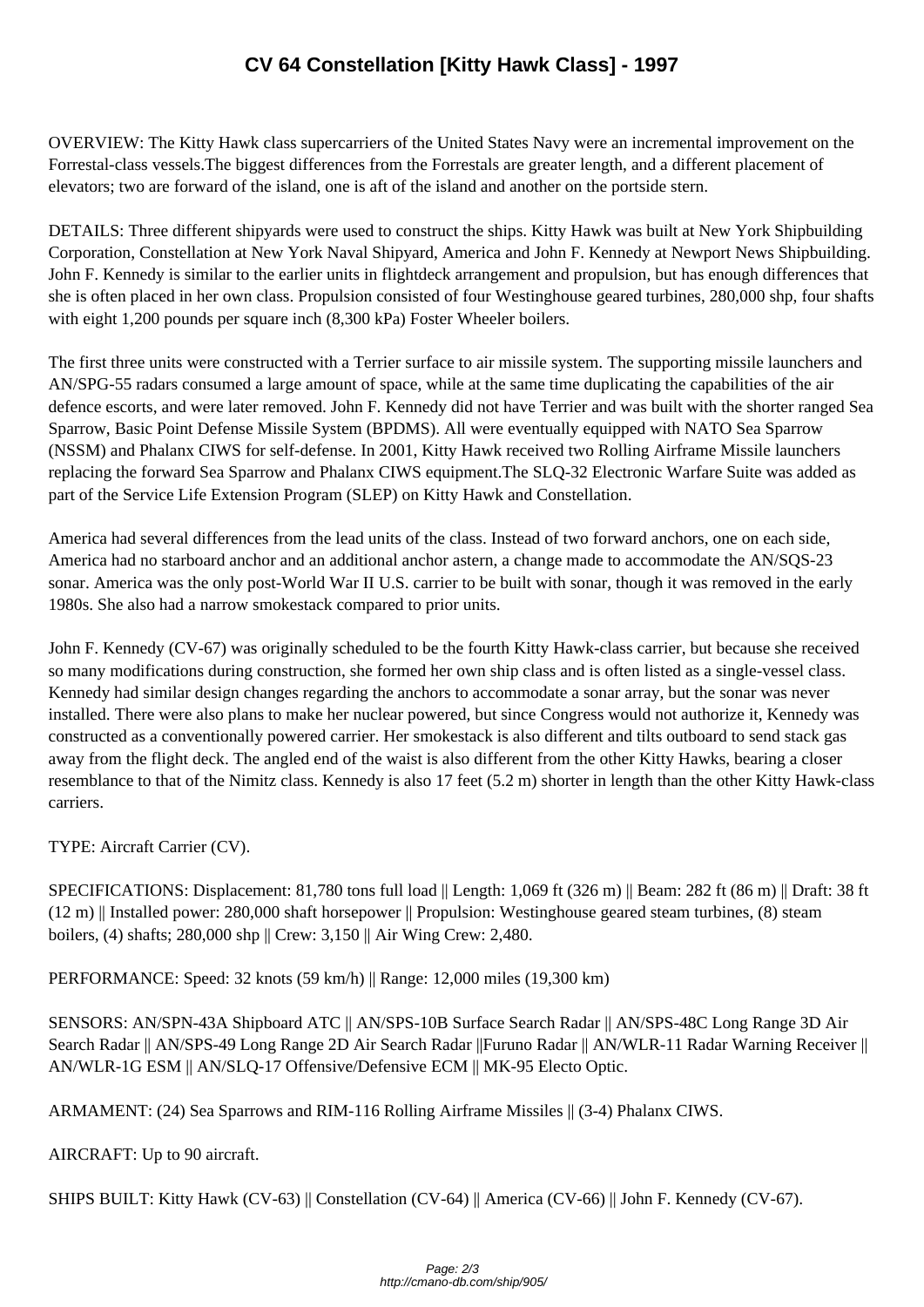# CV 64 Constellation [Kitty Hawk Class] - 1997

OVERVIEW: The Kitty Hawk class supercarriers of the United States Navy were an incremental improvement on the Forrestal-class vessels.The biggest differences from the Forrestals are greater length, and a different placement of elevators; two are forward of the island, one is aft of the island and another on the portside stern.

DETAILS: Three different shipyards were used to construct the ships. Kitty Hawk was built at New York Shipbuilding Corporation, Constellation at New York Naval Shipyard, America and John F. Kennedy at Newport News Shipbuilding. John F. Kennedy is similar to the earlier units in flightdeck arrangement and propulsion, but has enough differences that she is often placed in her own class. Propulsion consisted of four Westinghouse geared turbines, 280,000 shp, four shafts with eight 1,200 pounds per square inch (8,300 kPa) Foster Wheeler boilers.

The first three units were constructed with a Terrier surface to air missile system. The supporting missile launchers and AN/SPG-55 radars consumed a large amount of space, while at the same time duplicating the capabilities of the air defence escorts, and were later removed. John F. Kennedy did not have Terrier and was built with the shorter ranged Sea Sparrow, Basic Point Defense Missile System (BPDMS). All were eventually equipped with NATO Sea Sparrow (NSSM) and Phalanx CIWS for self-defense. In 2001, Kitty Hawk received two Rolling Airframe Missile launchers replacing the forward Sea Sparrow and Phalanx CIWS equipment.The SLQ-32 Electronic Warfare Suite was added as part of the Service Life Extension Program (SLEP) on Kitty Hawk and Constellation.

America had several differences from the lead units of the class. Instead of two forward anchors, one on each side, America had no starboard anchor and an additional anchor astern, a change made to accommodate the AN/SQS-23 sonar. America was the only post-World War II U.S. carrier to be built with sonar, though it was removed in the early 1980s. She also had a narrow smokestack compared to prior units.

John F. Kennedy (CV-67) was originally scheduled to be the fourth Kitty Hawk-class carrier, but because she received so many modifications during construction, she formed her own ship class and is often listed as a single-vessel class. Kennedy had similar design changes regarding the anchors to accommodate a sonar array, but the sonar was never installed. There were also plans to make her nuclear powered, but since Congress would not authorize it, Kennedy was constructed as a conventionally powered carrier. Her smokestack is also different and tilts outboard to send stack gas away from the flight deck. The angled end of the waist is also different from the other Kitty Hawks, bearing a closer resemblance to that of the Nimitz class. Kennedy is also 17 feet (5.2 m) shorter in length than the other Kitty Hawk-class carriers.

TYPE: Aircraft Carrier (CV).

SPECIFICATIONS: Displacement: 81,780 tons full load || Length: 1,069 ft (326 m) || Beam: 282 ft (86 m) || Draft: 38 ft (12 m) || Installed power: 280,000 shaft horsepower || Propulsion: Westinghouse geared steam turbines, (8) steam boilers, (4) shafts; 280,000 shp || Crew: 3,150 || Air Wing Crew: 2,480.

PERFORMANCE: Speed: 32 knots (59 km/h) || Range: 12,000 miles (19,300 km)

SENSORS: AN/SPN-43A Shipboard ATC || AN/SPS-10B Surface Search Radar || AN/SPS-48C Long Range 3D Air Search Radar || AN/SPS-49 Long Range 2D Air Search Radar ||Furuno Radar || AN/WLR-11 Radar Warning Receiver || AN/WLR-1G ESM || AN/SLQ-17 Offensive/Defensive ECM || MK-95 Electo Optic.

ARMAMENT: (24) Sea Sparrows and RIM-116 Rolling Airframe Missiles || (3-4) Phalanx CIWS.

AIRCRAFT: Up to 90 aircraft.

SHIPS BUILT: Kitty Hawk (CV-63) || Constellation (CV-64) || America (CV-66) || John F. Kennedy (CV-67).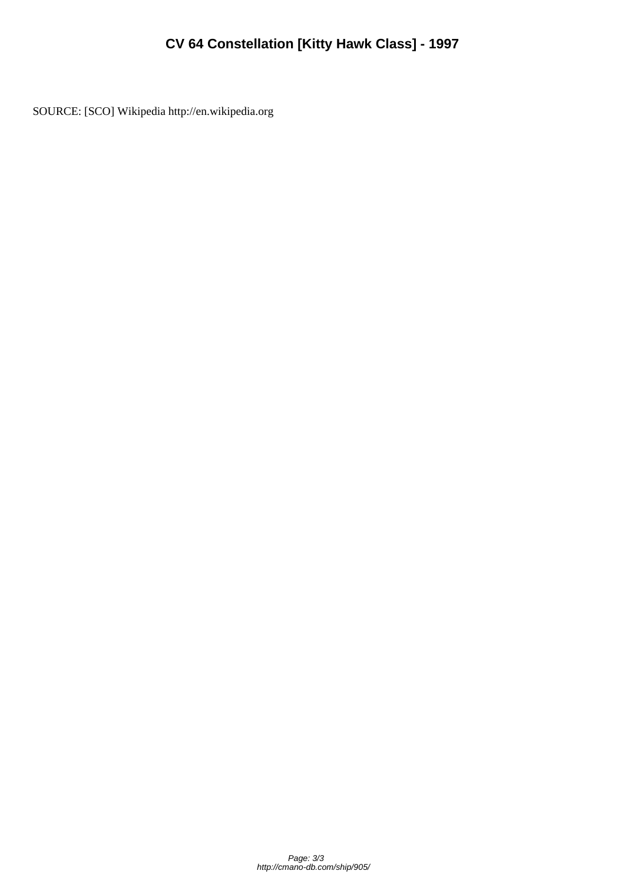SOURCE: [SCO] Wikipedia http://en.wikipedia.org